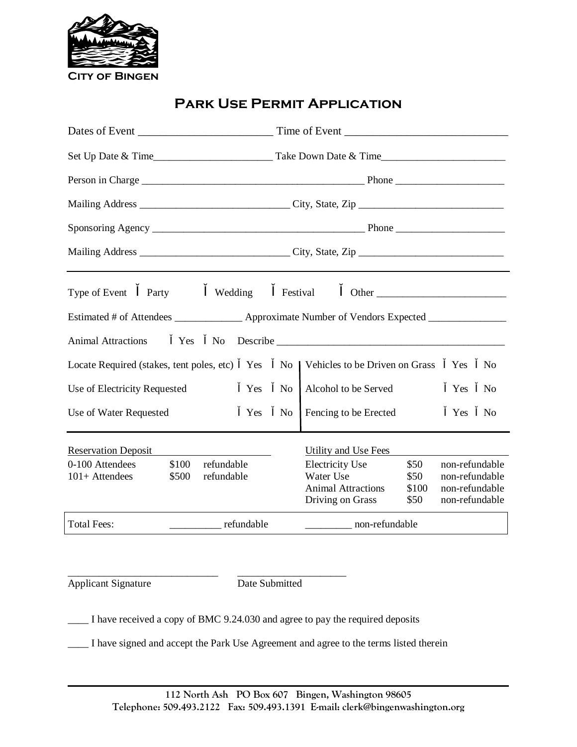CITY OF BINGEN

# Park Use Permit Application

Dates of Event ________________________ Time of Event _____________________________

Set Up Date & Time______________________ Take Down Date & Time_______________________

Person in Charge _________________________________________ Phone ____________________

Mailing Address ___________________________ City, State, Zip ___________________________

Sponsoring Agency ________________________________________ Phone ____________________

Mailing Address ___________________________ City, State, Zip ___________________________

---

Type of Event ☐ Party ☐ Wedding ☐ Festival ☐ Other _______________________

Estimated # of Attendees ____________ Approximate Number of Vendors Expected ______________

Animal Attractions ☐ Yes ☐ No Describe ___________________________________________

| | | | |
|---|---|---|---|
| Locate Required (stakes, tent poles, etc) | ☐ Yes ☐ No | Vehicles to be Driven on Grass | ☐ Yes ☐ No |
| Use of Electricity Requested | ☐ Yes ☐ No | Alcohol to be Served | ☐ Yes ☐ No |
| Use of Water Requested | ☐ Yes ☐ No | Fencing to be Erected | ☐ Yes ☐ No |

---

| Reservation Deposit | | | Utility and Use Fees | | |
|---|---|---|---|---|---|
| 0-100 Attendees | $100 | refundable | Electricity Use | $50 | non-refundable |
| 101+ Attendees | $500 | refundable | Water Use | $50 | non-refundable |
| | | | Animal Attractions | $100 | non-refundable |
| | | | Driving on Grass | $50 | non-refundable |

Total Fees: __________ refundable _________ non-refundable

_____________________________ _____________________

Applicant Signature Date Submitted

____ I have received a copy of BMC 9.24.030 and agree to pay the required deposits

____ I have signed and accept the Park Use Agreement and agree to the terms listed therein

---

112 North Ash PO Box 607 Bingen, Washington 98605
Telephone: 509.493.2122 Fax: 509.493.1391 E-mail: clerk@bingenwashington.org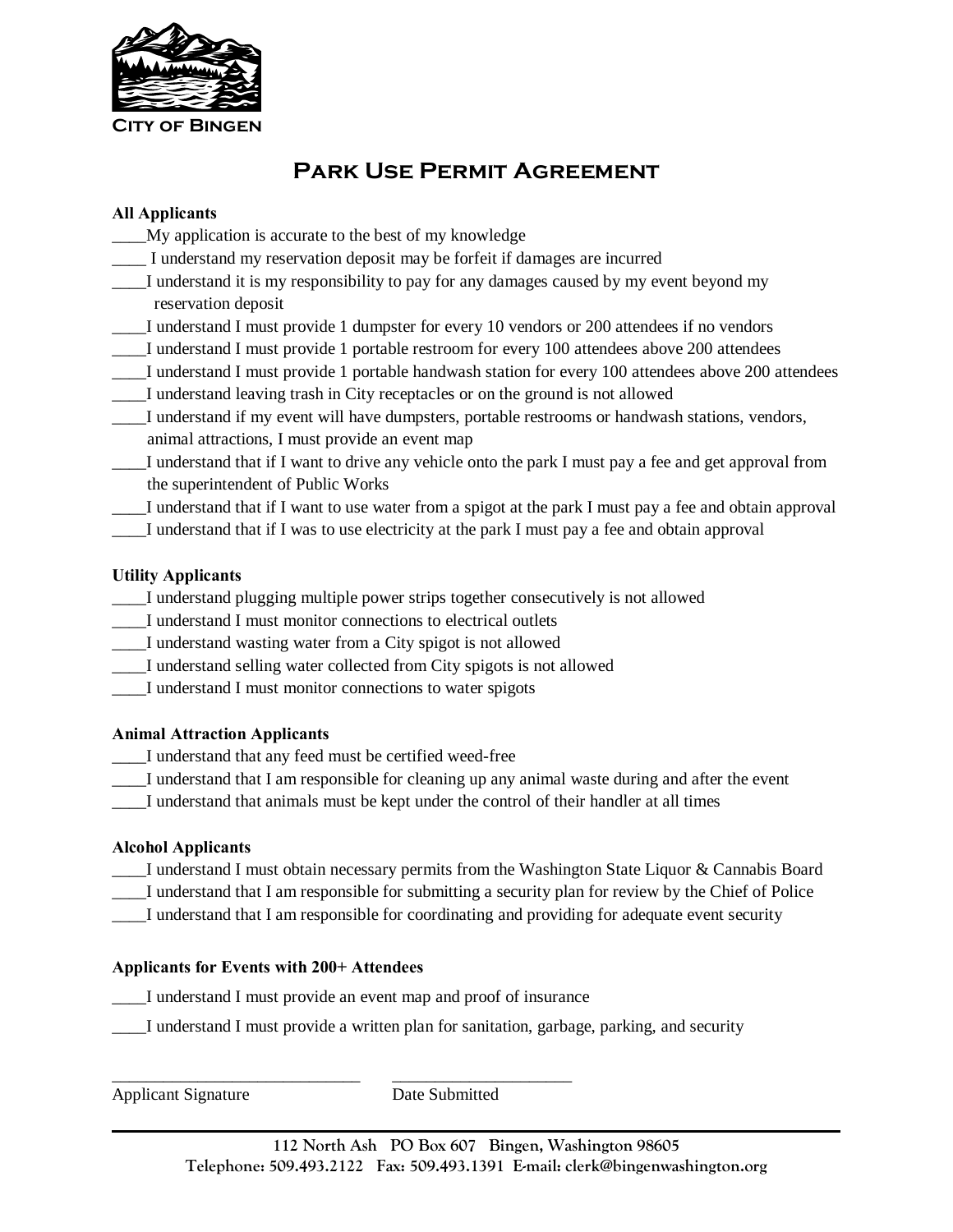CITY OF BINGEN

# Park Use Permit Agreement

**All Applicants**

____My application is accurate to the best of my knowledge

____ I understand my reservation deposit may be forfeit if damages are incurred

____I understand it is my responsibility to pay for any damages caused by my event beyond my reservation deposit

____I understand I must provide 1 dumpster for every 10 vendors or 200 attendees if no vendors

____I understand I must provide 1 portable restroom for every 100 attendees above 200 attendees

____I understand I must provide 1 portable handwash station for every 100 attendees above 200 attendees

____I understand leaving trash in City receptacles or on the ground is not allowed

____I understand if my event will have dumpsters, portable restrooms or handwash stations, vendors, animal attractions, I must provide an event map

____I understand that if I want to drive any vehicle onto the park I must pay a fee and get approval from the superintendent of Public Works

____I understand that if I want to use water from a spigot at the park I must pay a fee and obtain approval

____I understand that if I was to use electricity at the park I must pay a fee and obtain approval

**Utility Applicants**

____I understand plugging multiple power strips together consecutively is not allowed

____I understand I must monitor connections to electrical outlets

____I understand wasting water from a City spigot is not allowed

____I understand selling water collected from City spigots is not allowed

____I understand I must monitor connections to water spigots

**Animal Attraction Applicants**

____I understand that any feed must be certified weed-free

____I understand that I am responsible for cleaning up any animal waste during and after the event

____I understand that animals must be kept under the control of their handler at all times

**Alcohol Applicants**

____I understand I must obtain necessary permits from the Washington State Liquor & Cannabis Board

____I understand that I am responsible for submitting a security plan for review by the Chief of Police

____I understand that I am responsible for coordinating and providing for adequate event security

**Applicants for Events with 200+ Attendees**

____I understand I must provide an event map and proof of insurance

____I understand I must provide a written plan for sanitation, garbage, parking, and security

______________________________ ______________________

Applicant Signature Date Submitted

112 North Ash PO Box 607 Bingen, Washington 98605
Telephone: 509.493.2122 Fax: 509.493.1391 E-mail: clerk@bingenwashington.org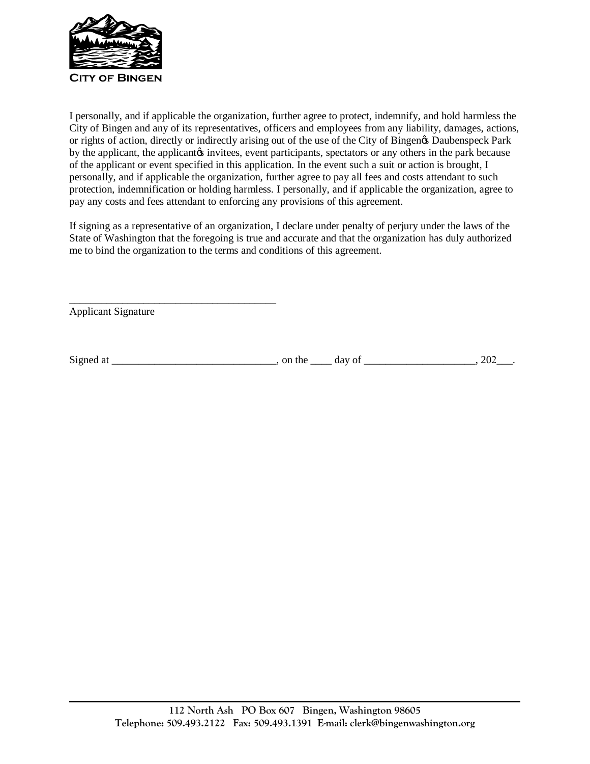**CITY OF BINGEN**

I personally, and if applicable the organization, further agree to protect, indemnify, and hold harmless the City of Bingen and any of its representatives, officers and employees from any liability, damages, actions, or rights of action, directly or indirectly arising out of the use of the City of Bingenǿs Daubenspeck Park by the applicant, the applicantǿs invitees, event participants, spectators or any others in the park because of the applicant or event specified in this application. In the event such a suit or action is brought, I personally, and if applicable the organization, further agree to pay all fees and costs attendant to such protection, indemnification or holding harmless. I personally, and if applicable the organization, agree to pay any costs and fees attendant to enforcing any provisions of this agreement.

If signing as a representative of an organization, I declare under penalty of perjury under the laws of the State of Washington that the foregoing is true and accurate and that the organization has duly authorized me to bind the organization to the terms and conditions of this agreement.

________________________________________
Applicant Signature

Signed at ______________________________, on the ____ day of ____________________, 202___.

112 North Ash PO Box 607 Bingen, Washington 98605
Telephone: 509.493.2122 Fax: 509.493.1391 E-mail: clerk@bingenwashington.org